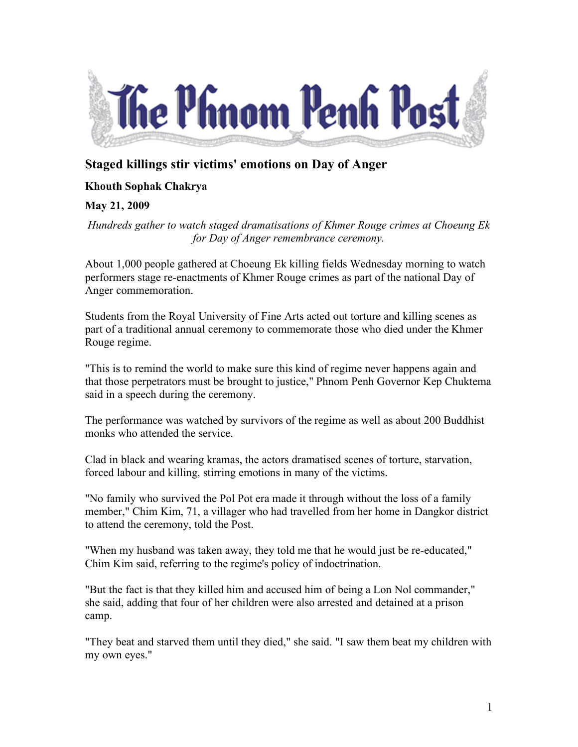# The Phnom Penh Post

## Staged killings stir victims' emotions on Day of Anger

**Khouth Sophak Chakrya**

**May 21, 2009**

*Hundreds gather to watch staged dramatisations of Khmer Rouge crimes at Choeung Ek for Day of Anger remembrance ceremony.*

About 1,000 people gathered at Choeung Ek killing fields Wednesday morning to watch performers stage re-enactments of Khmer Rouge crimes as part of the national Day of Anger commemoration.

Students from the Royal University of Fine Arts acted out torture and killing scenes as part of a traditional annual ceremony to commemorate those who died under the Khmer Rouge regime.

"This is to remind the world to make sure this kind of regime never happens again and that those perpetrators must be brought to justice," Phnom Penh Governor Kep Chuktema said in a speech during the ceremony.

The performance was watched by survivors of the regime as well as about 200 Buddhist monks who attended the service.

Clad in black and wearing kramas, the actors dramatised scenes of torture, starvation, forced labour and killing, stirring emotions in many of the victims.

"No family who survived the Pol Pot era made it through without the loss of a family member," Chim Kim, 71, a villager who had travelled from her home in Dangkor district to attend the ceremony, told the Post.

"When my husband was taken away, they told me that he would just be re-educated," Chim Kim said, referring to the regime's policy of indoctrination.

"But the fact is that they killed him and accused him of being a Lon Nol commander," she said, adding that four of her children were also arrested and detained at a prison camp.

"They beat and starved them until they died," she said. "I saw them beat my children with my own eyes."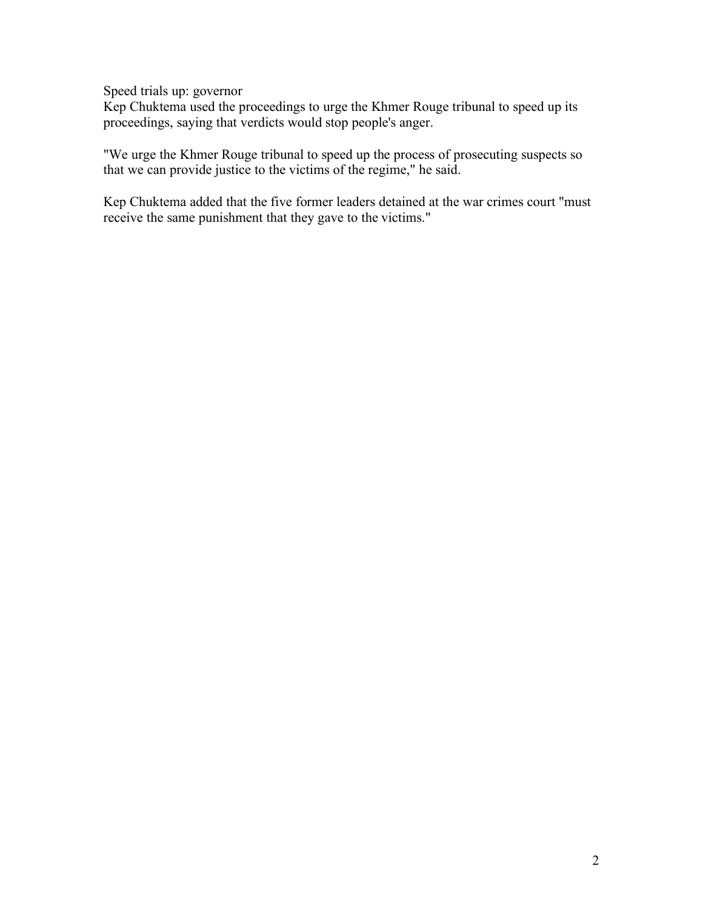Speed trials up: governor

Kep Chuktema used the proceedings to urge the Khmer Rouge tribunal to speed up its proceedings, saying that verdicts would stop people's anger.

"We urge the Khmer Rouge tribunal to speed up the process of prosecuting suspects so that we can provide justice to the victims of the regime," he said.

Kep Chuktema added that the five former leaders detained at the war crimes court "must receive the same punishment that they gave to the victims."